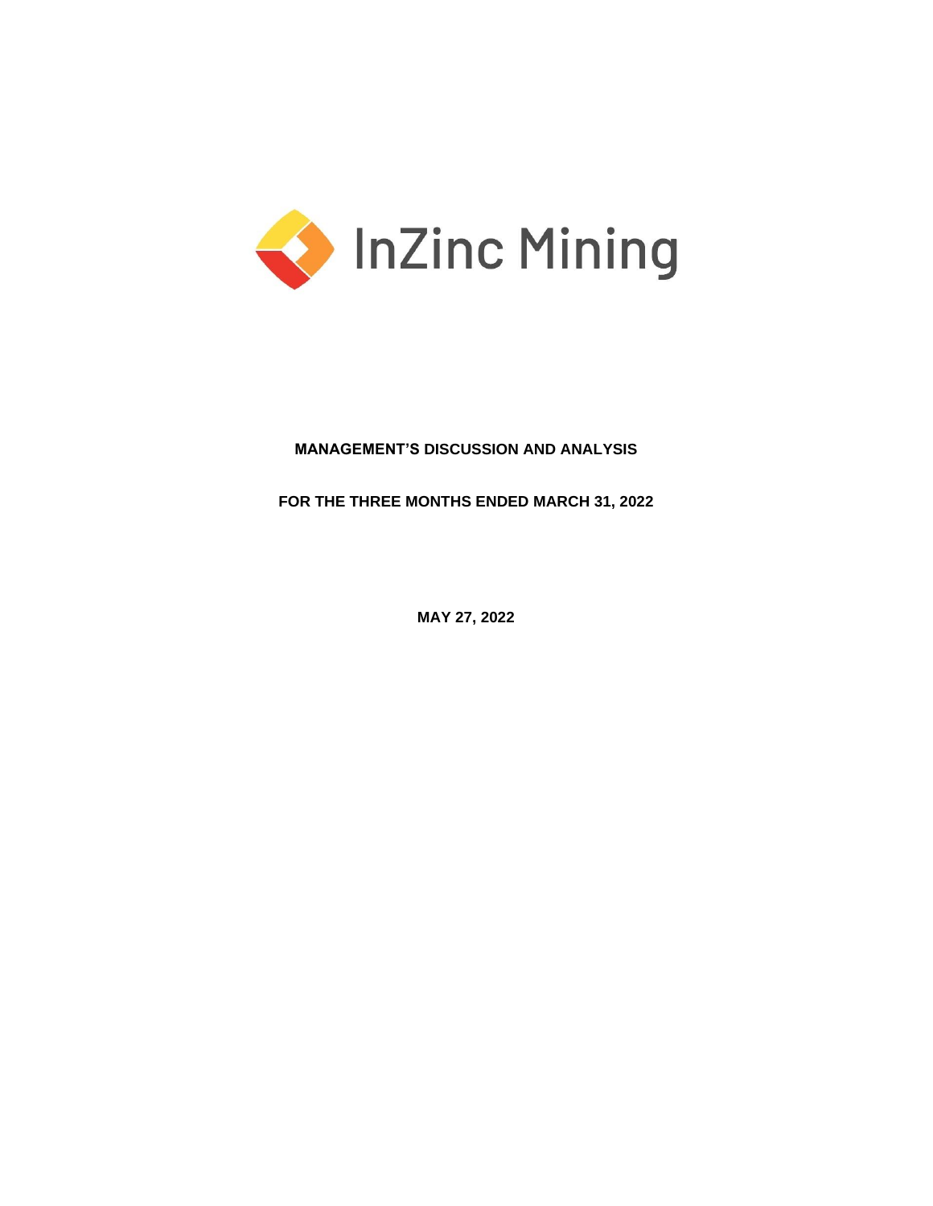InZinc Mining

**MANAGEMENT'S DISCUSSION AND ANALYSIS**

**FOR THE THREE MONTHS ENDED MARCH 31, 2022**

**MAY 27, 2022**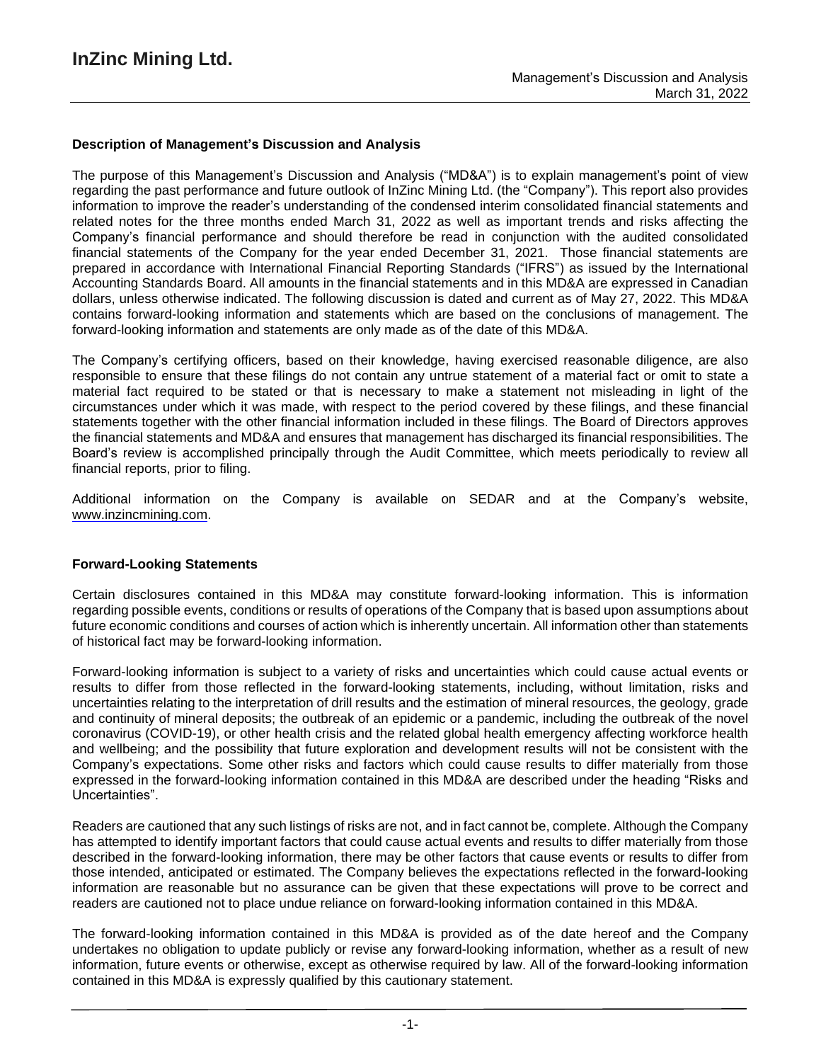### Description of Management's Discussion and Analysis

The purpose of this Management's Discussion and Analysis ("MD&A") is to explain management's point of view regarding the past performance and future outlook of InZinc Mining Ltd. (the "Company"). This report also provides information to improve the reader's understanding of the condensed interim consolidated financial statements and related notes for the three months ended March 31, 2022 as well as important trends and risks affecting the Company's financial performance and should therefore be read in conjunction with the audited consolidated financial statements of the Company for the year ended December 31, 2021. Those financial statements are prepared in accordance with International Financial Reporting Standards ("IFRS") as issued by the International Accounting Standards Board. All amounts in the financial statements and in this MD&A are expressed in Canadian dollars, unless otherwise indicated. The following discussion is dated and current as of May 27, 2022. This MD&A contains forward-looking information and statements which are based on the conclusions of management. The forward-looking information and statements are only made as of the date of this MD&A.

The Company's certifying officers, based on their knowledge, having exercised reasonable diligence, are also responsible to ensure that these filings do not contain any untrue statement of a material fact or omit to state a material fact required to be stated or that is necessary to make a statement not misleading in light of the circumstances under which it was made, with respect to the period covered by these filings, and these financial statements together with the other financial information included in these filings. The Board of Directors approves the financial statements and MD&A and ensures that management has discharged its financial responsibilities. The Board's review is accomplished principally through the Audit Committee, which meets periodically to review all financial reports, prior to filing.

Additional information on the Company is available on SEDAR and at the Company's website, www.inzincmining.com.

### Forward-Looking Statements

Certain disclosures contained in this MD&A may constitute forward-looking information. This is information regarding possible events, conditions or results of operations of the Company that is based upon assumptions about future economic conditions and courses of action which is inherently uncertain. All information other than statements of historical fact may be forward-looking information.

Forward-looking information is subject to a variety of risks and uncertainties which could cause actual events or results to differ from those reflected in the forward-looking statements, including, without limitation, risks and uncertainties relating to the interpretation of drill results and the estimation of mineral resources, the geology, grade and continuity of mineral deposits; the outbreak of an epidemic or a pandemic, including the outbreak of the novel coronavirus (COVID-19), or other health crisis and the related global health emergency affecting workforce health and wellbeing; and the possibility that future exploration and development results will not be consistent with the Company's expectations. Some other risks and factors which could cause results to differ materially from those expressed in the forward-looking information contained in this MD&A are described under the heading "Risks and Uncertainties".

Readers are cautioned that any such listings of risks are not, and in fact cannot be, complete. Although the Company has attempted to identify important factors that could cause actual events and results to differ materially from those described in the forward-looking information, there may be other factors that cause events or results to differ from those intended, anticipated or estimated. The Company believes the expectations reflected in the forward-looking information are reasonable but no assurance can be given that these expectations will prove to be correct and readers are cautioned not to place undue reliance on forward-looking information contained in this MD&A.

The forward-looking information contained in this MD&A is provided as of the date hereof and the Company undertakes no obligation to update publicly or revise any forward-looking information, whether as a result of new information, future events or otherwise, except as otherwise required by law. All of the forward-looking information contained in this MD&A is expressly qualified by this cautionary statement.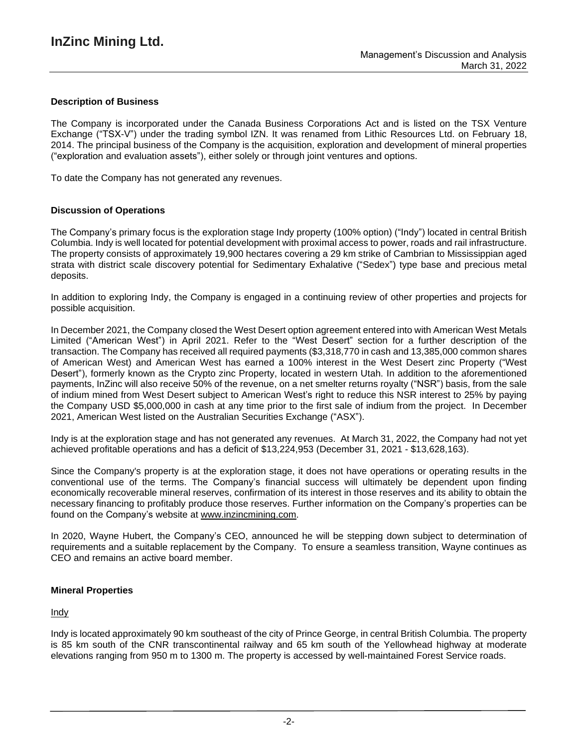## Description of Business

The Company is incorporated under the Canada Business Corporations Act and is listed on the TSX Venture Exchange ("TSX-V") under the trading symbol IZN. It was renamed from Lithic Resources Ltd. on February 18, 2014. The principal business of the Company is the acquisition, exploration and development of mineral properties ("exploration and evaluation assets"), either solely or through joint ventures and options.

To date the Company has not generated any revenues.

## Discussion of Operations

The Company's primary focus is the exploration stage Indy property (100% option) ("Indy") located in central British Columbia. Indy is well located for potential development with proximal access to power, roads and rail infrastructure. The property consists of approximately 19,900 hectares covering a 29 km strike of Cambrian to Mississippian aged strata with district scale discovery potential for Sedimentary Exhalative ("Sedex") type base and precious metal deposits.

In addition to exploring Indy, the Company is engaged in a continuing review of other properties and projects for possible acquisition.

In December 2021, the Company closed the West Desert option agreement entered into with American West Metals Limited ("American West") in April 2021. Refer to the "West Desert" section for a further description of the transaction. The Company has received all required payments ($3,318,770 in cash and 13,385,000 common shares of American West) and American West has earned a 100% interest in the West Desert zinc Property ("West Desert"), formerly known as the Crypto zinc Property, located in western Utah. In addition to the aforementioned payments, InZinc will also receive 50% of the revenue, on a net smelter returns royalty ("NSR") basis, from the sale of indium mined from West Desert subject to American West's right to reduce this NSR interest to 25% by paying the Company USD $5,000,000 in cash at any time prior to the first sale of indium from the project. In December 2021, American West listed on the Australian Securities Exchange ("ASX").

Indy is at the exploration stage and has not generated any revenues. At March 31, 2022, the Company had not yet achieved profitable operations and has a deficit of $13,224,953 (December 31, 2021 - $13,628,163).

Since the Company's property is at the exploration stage, it does not have operations or operating results in the conventional use of the terms. The Company's financial success will ultimately be dependent upon finding economically recoverable mineral reserves, confirmation of its interest in those reserves and its ability to obtain the necessary financing to profitably produce those reserves. Further information on the Company's properties can be found on the Company's website at www.inzincmining.com.

In 2020, Wayne Hubert, the Company's CEO, announced he will be stepping down subject to determination of requirements and a suitable replacement by the Company. To ensure a seamless transition, Wayne continues as CEO and remains an active board member.

## Mineral Properties

### Indy

Indy is located approximately 90 km southeast of the city of Prince George, in central British Columbia. The property is 85 km south of the CNR transcontinental railway and 65 km south of the Yellowhead highway at moderate elevations ranging from 950 m to 1300 m. The property is accessed by well-maintained Forest Service roads.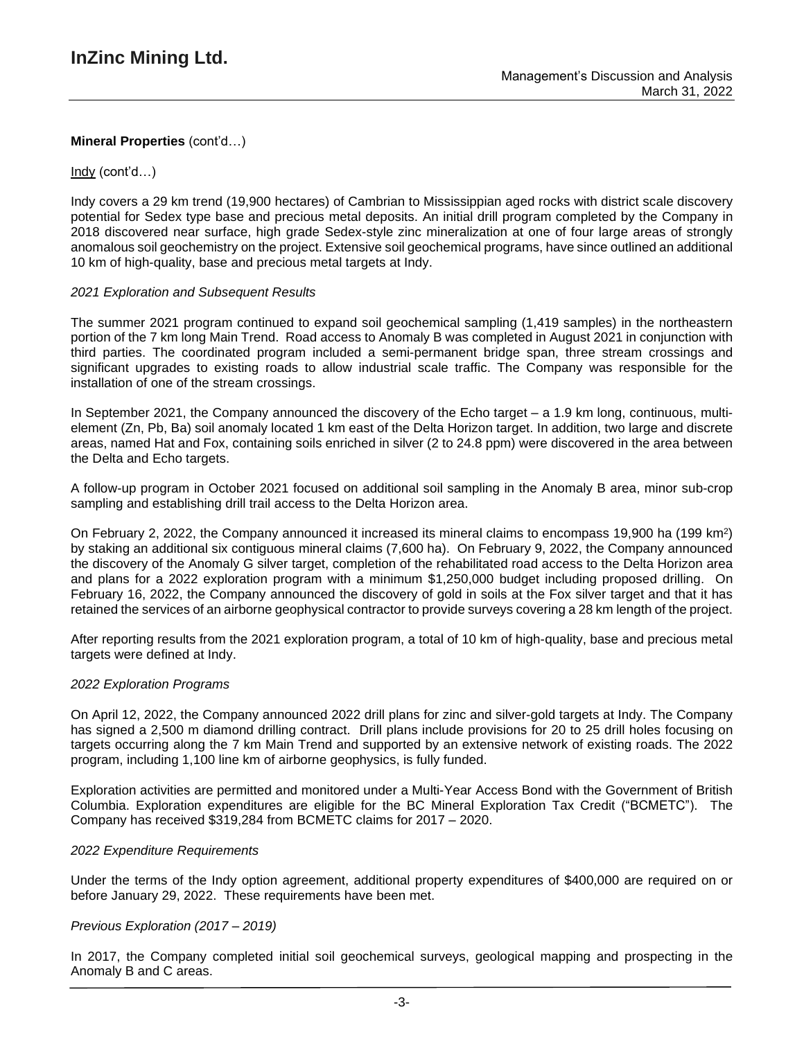**Mineral Properties** (cont'd…)

Indy (cont'd…)

Indy covers a 29 km trend (19,900 hectares) of Cambrian to Mississippian aged rocks with district scale discovery potential for Sedex type base and precious metal deposits. An initial drill program completed by the Company in 2018 discovered near surface, high grade Sedex-style zinc mineralization at one of four large areas of strongly anomalous soil geochemistry on the project. Extensive soil geochemical programs, have since outlined an additional 10 km of high-quality, base and precious metal targets at Indy.

*2021 Exploration and Subsequent Results*

The summer 2021 program continued to expand soil geochemical sampling (1,419 samples) in the northeastern portion of the 7 km long Main Trend. Road access to Anomaly B was completed in August 2021 in conjunction with third parties. The coordinated program included a semi-permanent bridge span, three stream crossings and significant upgrades to existing roads to allow industrial scale traffic. The Company was responsible for the installation of one of the stream crossings.

In September 2021, the Company announced the discovery of the Echo target – a 1.9 km long, continuous, multi-element (Zn, Pb, Ba) soil anomaly located 1 km east of the Delta Horizon target. In addition, two large and discrete areas, named Hat and Fox, containing soils enriched in silver (2 to 24.8 ppm) were discovered in the area between the Delta and Echo targets.

A follow-up program in October 2021 focused on additional soil sampling in the Anomaly B area, minor sub-crop sampling and establishing drill trail access to the Delta Horizon area.

On February 2, 2022, the Company announced it increased its mineral claims to encompass 19,900 ha (199 km$^2$) by staking an additional six contiguous mineral claims (7,600 ha). On February 9, 2022, the Company announced the discovery of the Anomaly G silver target, completion of the rehabilitated road access to the Delta Horizon area and plans for a 2022 exploration program with a minimum $1,250,000 budget including proposed drilling. On February 16, 2022, the Company announced the discovery of gold in soils at the Fox silver target and that it has retained the services of an airborne geophysical contractor to provide surveys covering a 28 km length of the project.

After reporting results from the 2021 exploration program, a total of 10 km of high-quality, base and precious metal targets were defined at Indy.

*2022 Exploration Programs*

On April 12, 2022, the Company announced 2022 drill plans for zinc and silver-gold targets at Indy. The Company has signed a 2,500 m diamond drilling contract. Drill plans include provisions for 20 to 25 drill holes focusing on targets occurring along the 7 km Main Trend and supported by an extensive network of existing roads. The 2022 program, including 1,100 line km of airborne geophysics, is fully funded.

Exploration activities are permitted and monitored under a Multi-Year Access Bond with the Government of British Columbia. Exploration expenditures are eligible for the BC Mineral Exploration Tax Credit ("BCMETC"). The Company has received $319,284 from BCMETC claims for 2017 – 2020.

*2022 Expenditure Requirements*

Under the terms of the Indy option agreement, additional property expenditures of $400,000 are required on or before January 29, 2022. These requirements have been met.

*Previous Exploration (2017 – 2019)*

In 2017, the Company completed initial soil geochemical surveys, geological mapping and prospecting in the Anomaly B and C areas.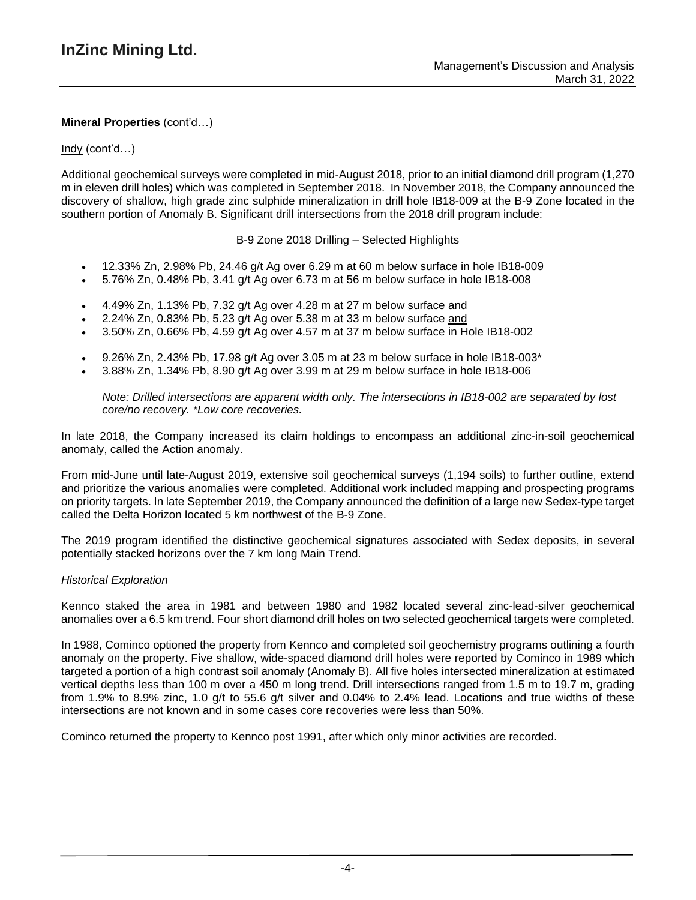**Mineral Properties** (cont'd…)

Indy (cont'd…)

Additional geochemical surveys were completed in mid-August 2018, prior to an initial diamond drill program (1,270 m in eleven drill holes) which was completed in September 2018. In November 2018, the Company announced the discovery of shallow, high grade zinc sulphide mineralization in drill hole IB18-009 at the B-9 Zone located in the southern portion of Anomaly B. Significant drill intersections from the 2018 drill program include:

B-9 Zone 2018 Drilling – Selected Highlights

- 12.33% Zn, 2.98% Pb, 24.46 g/t Ag over 6.29 m at 60 m below surface in hole IB18-009
- 5.76% Zn, 0.48% Pb, 3.41 g/t Ag over 6.73 m at 56 m below surface in hole IB18-008

- 4.49% Zn, 1.13% Pb, 7.32 g/t Ag over 4.28 m at 27 m below surface and
- 2.24% Zn, 0.83% Pb, 5.23 g/t Ag over 5.38 m at 33 m below surface and
- 3.50% Zn, 0.66% Pb, 4.59 g/t Ag over 4.57 m at 37 m below surface in Hole IB18-002

- 9.26% Zn, 2.43% Pb, 17.98 g/t Ag over 3.05 m at 23 m below surface in hole IB18-003*
- 3.88% Zn, 1.34% Pb, 8.90 g/t Ag over 3.99 m at 29 m below surface in hole IB18-006

*Note: Drilled intersections are apparent width only. The intersections in IB18-002 are separated by lost core/no recovery. \*Low core recoveries.*

In late 2018, the Company increased its claim holdings to encompass an additional zinc-in-soil geochemical anomaly, called the Action anomaly.

From mid-June until late-August 2019, extensive soil geochemical surveys (1,194 soils) to further outline, extend and prioritize the various anomalies were completed. Additional work included mapping and prospecting programs on priority targets. In late September 2019, the Company announced the definition of a large new Sedex-type target called the Delta Horizon located 5 km northwest of the B-9 Zone.

The 2019 program identified the distinctive geochemical signatures associated with Sedex deposits, in several potentially stacked horizons over the 7 km long Main Trend.

*Historical Exploration*

Kennco staked the area in 1981 and between 1980 and 1982 located several zinc-lead-silver geochemical anomalies over a 6.5 km trend. Four short diamond drill holes on two selected geochemical targets were completed.

In 1988, Cominco optioned the property from Kennco and completed soil geochemistry programs outlining a fourth anomaly on the property. Five shallow, wide-spaced diamond drill holes were reported by Cominco in 1989 which targeted a portion of a high contrast soil anomaly (Anomaly B). All five holes intersected mineralization at estimated vertical depths less than 100 m over a 450 m long trend. Drill intersections ranged from 1.5 m to 19.7 m, grading from 1.9% to 8.9% zinc, 1.0 g/t to 55.6 g/t silver and 0.04% to 2.4% lead. Locations and true widths of these intersections are not known and in some cases core recoveries were less than 50%.

Cominco returned the property to Kennco post 1991, after which only minor activities are recorded.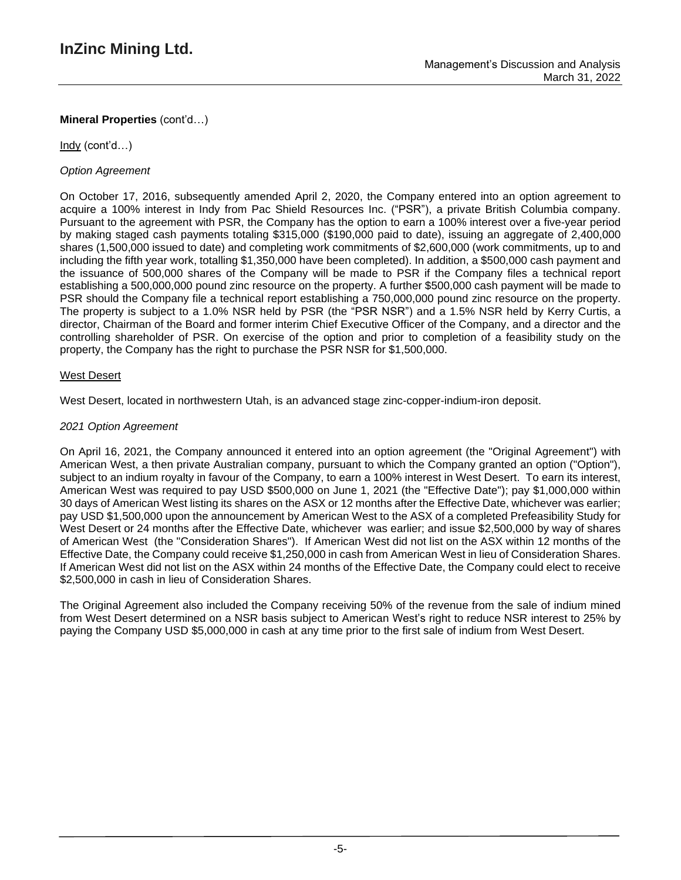**Mineral Properties** (cont'd…)

Indy (cont'd…)

*Option Agreement*

On October 17, 2016, subsequently amended April 2, 2020, the Company entered into an option agreement to acquire a 100% interest in Indy from Pac Shield Resources Inc. ("PSR"), a private British Columbia company. Pursuant to the agreement with PSR, the Company has the option to earn a 100% interest over a five-year period by making staged cash payments totaling $315,000 ($190,000 paid to date), issuing an aggregate of 2,400,000 shares (1,500,000 issued to date) and completing work commitments of $2,600,000 (work commitments, up to and including the fifth year work, totalling $1,350,000 have been completed). In addition, a $500,000 cash payment and the issuance of 500,000 shares of the Company will be made to PSR if the Company files a technical report establishing a 500,000,000 pound zinc resource on the property. A further $500,000 cash payment will be made to PSR should the Company file a technical report establishing a 750,000,000 pound zinc resource on the property. The property is subject to a 1.0% NSR held by PSR (the "PSR NSR") and a 1.5% NSR held by Kerry Curtis, a director, Chairman of the Board and former interim Chief Executive Officer of the Company, and a director and the controlling shareholder of PSR. On exercise of the option and prior to completion of a feasibility study on the property, the Company has the right to purchase the PSR NSR for $1,500,000.

West Desert

West Desert, located in northwestern Utah, is an advanced stage zinc-copper-indium-iron deposit.

*2021 Option Agreement*

On April 16, 2021, the Company announced it entered into an option agreement (the "Original Agreement") with American West, a then private Australian company, pursuant to which the Company granted an option ("Option"), subject to an indium royalty in favour of the Company, to earn a 100% interest in West Desert. To earn its interest, American West was required to pay USD $500,000 on June 1, 2021 (the "Effective Date"); pay $1,000,000 within 30 days of American West listing its shares on the ASX or 12 months after the Effective Date, whichever was earlier; pay USD $1,500,000 upon the announcement by American West to the ASX of a completed Prefeasibility Study for West Desert or 24 months after the Effective Date, whichever was earlier; and issue $2,500,000 by way of shares of American West (the "Consideration Shares"). If American West did not list on the ASX within 12 months of the Effective Date, the Company could receive $1,250,000 in cash from American West in lieu of Consideration Shares. If American West did not list on the ASX within 24 months of the Effective Date, the Company could elect to receive $2,500,000 in cash in lieu of Consideration Shares.

The Original Agreement also included the Company receiving 50% of the revenue from the sale of indium mined from West Desert determined on a NSR basis subject to American West's right to reduce NSR interest to 25% by paying the Company USD $5,000,000 in cash at any time prior to the first sale of indium from West Desert.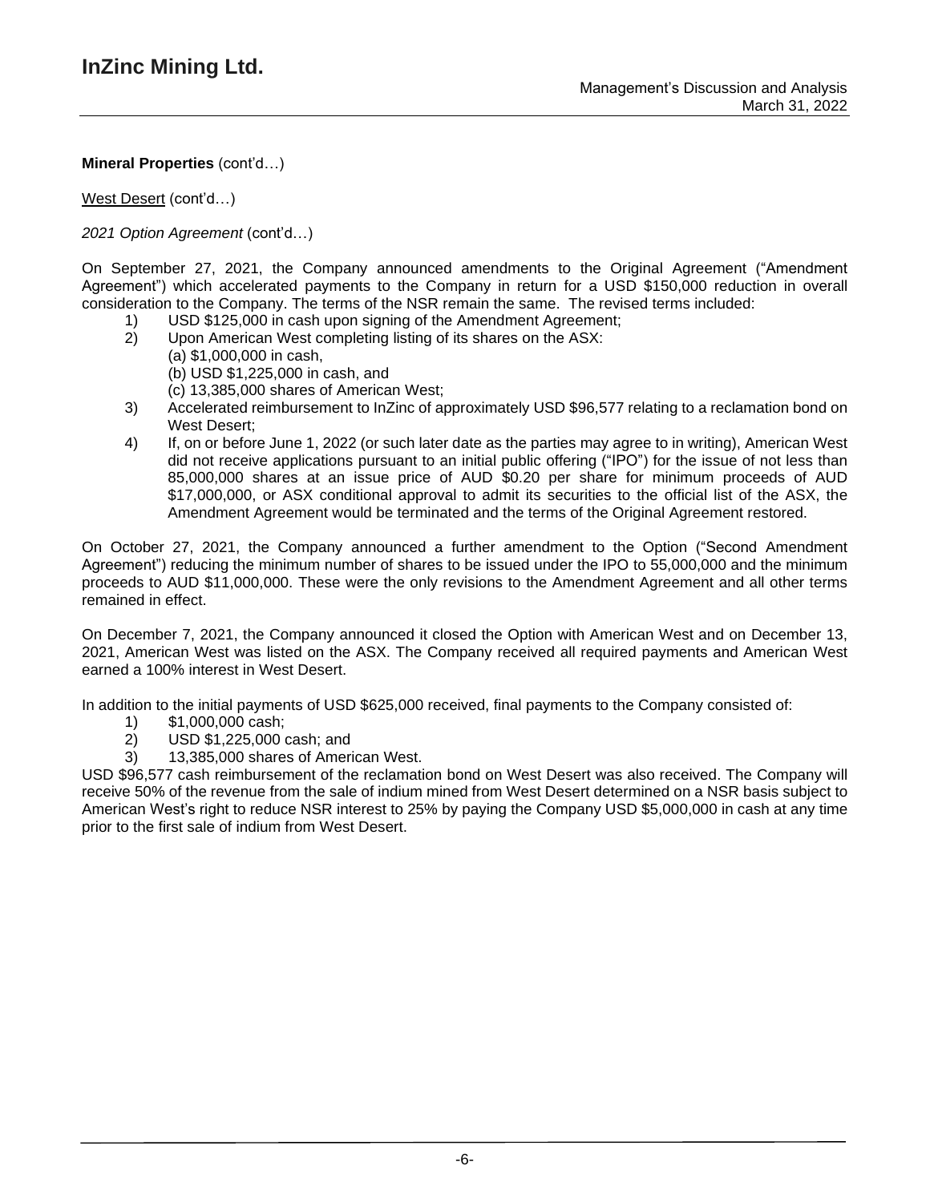**Mineral Properties** (cont'd…)

West Desert (cont'd…)

*2021 Option Agreement* (cont'd…)

On September 27, 2021, the Company announced amendments to the Original Agreement ("Amendment Agreement") which accelerated payments to the Company in return for a USD $150,000 reduction in overall consideration to the Company. The terms of the NSR remain the same. The revised terms included:

1) USD $125,000 in cash upon signing of the Amendment Agreement;
2) Upon American West completing listing of its shares on the ASX:
   (a) $1,000,000 in cash,
   (b) USD $1,225,000 in cash, and
   (c) 13,385,000 shares of American West;
3) Accelerated reimbursement to InZinc of approximately USD $96,577 relating to a reclamation bond on West Desert;
4) If, on or before June 1, 2022 (or such later date as the parties may agree to in writing), American West did not receive applications pursuant to an initial public offering ("IPO") for the issue of not less than 85,000,000 shares at an issue price of AUD $0.20 per share for minimum proceeds of AUD $17,000,000, or ASX conditional approval to admit its securities to the official list of the ASX, the Amendment Agreement would be terminated and the terms of the Original Agreement restored.

On October 27, 2021, the Company announced a further amendment to the Option ("Second Amendment Agreement") reducing the minimum number of shares to be issued under the IPO to 55,000,000 and the minimum proceeds to AUD $11,000,000. These were the only revisions to the Amendment Agreement and all other terms remained in effect.

On December 7, 2021, the Company announced it closed the Option with American West and on December 13, 2021, American West was listed on the ASX. The Company received all required payments and American West earned a 100% interest in West Desert.

In addition to the initial payments of USD $625,000 received, final payments to the Company consisted of:

1) $1,000,000 cash;
2) USD $1,225,000 cash; and
3) 13,385,000 shares of American West.

USD $96,577 cash reimbursement of the reclamation bond on West Desert was also received. The Company will receive 50% of the revenue from the sale of indium mined from West Desert determined on a NSR basis subject to American West's right to reduce NSR interest to 25% by paying the Company USD $5,000,000 in cash at any time prior to the first sale of indium from West Desert.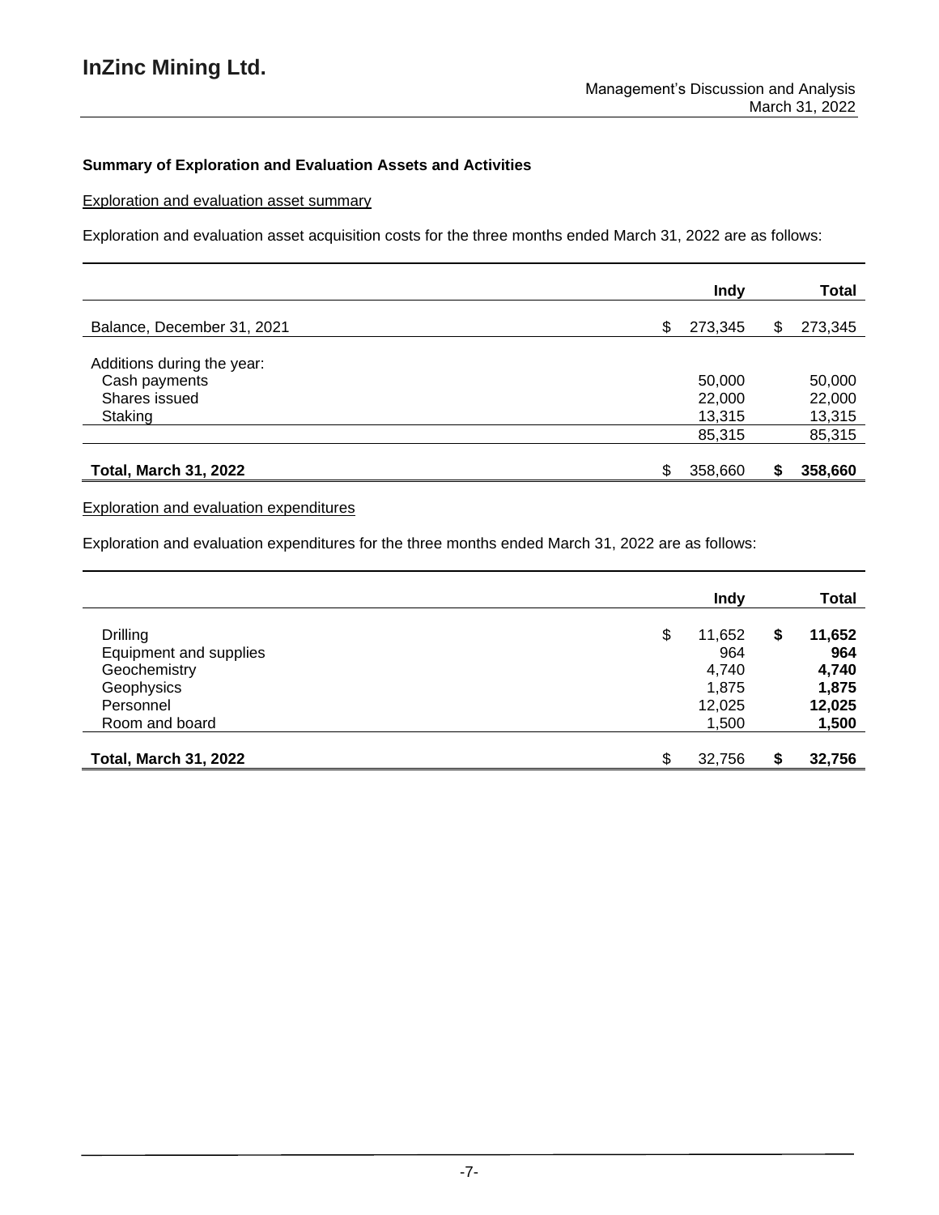### Summary of Exploration and Evaluation Assets and Activities

Exploration and evaluation asset summary

Exploration and evaluation asset acquisition costs for the three months ended March 31, 2022 are as follows:

| | Indy | Total |
|---|---|---|
| Balance, December 31, 2021 | $ 273,345 | $ 273,345 |
| Additions during the year: | | |
| Cash payments | 50,000 | 50,000 |
| Shares issued | 22,000 | 22,000 |
| Staking | 13,315 | 13,315 |
| | 85,315 | 85,315 |
| **Total, March 31, 2022** | $ 358,660 | **$ 358,660** |

Exploration and evaluation expenditures

Exploration and evaluation expenditures for the three months ended March 31, 2022 are as follows:

| | Indy | Total |
|---|---|---|
| Drilling | $ 11,652 | **$ 11,652** |
| Equipment and supplies | 964 | **964** |
| Geochemistry | 4,740 | **4,740** |
| Geophysics | 1,875 | **1,875** |
| Personnel | 12,025 | **12,025** |
| Room and board | 1,500 | **1,500** |
| **Total, March 31, 2022** | $ 32,756 | **$ 32,756** |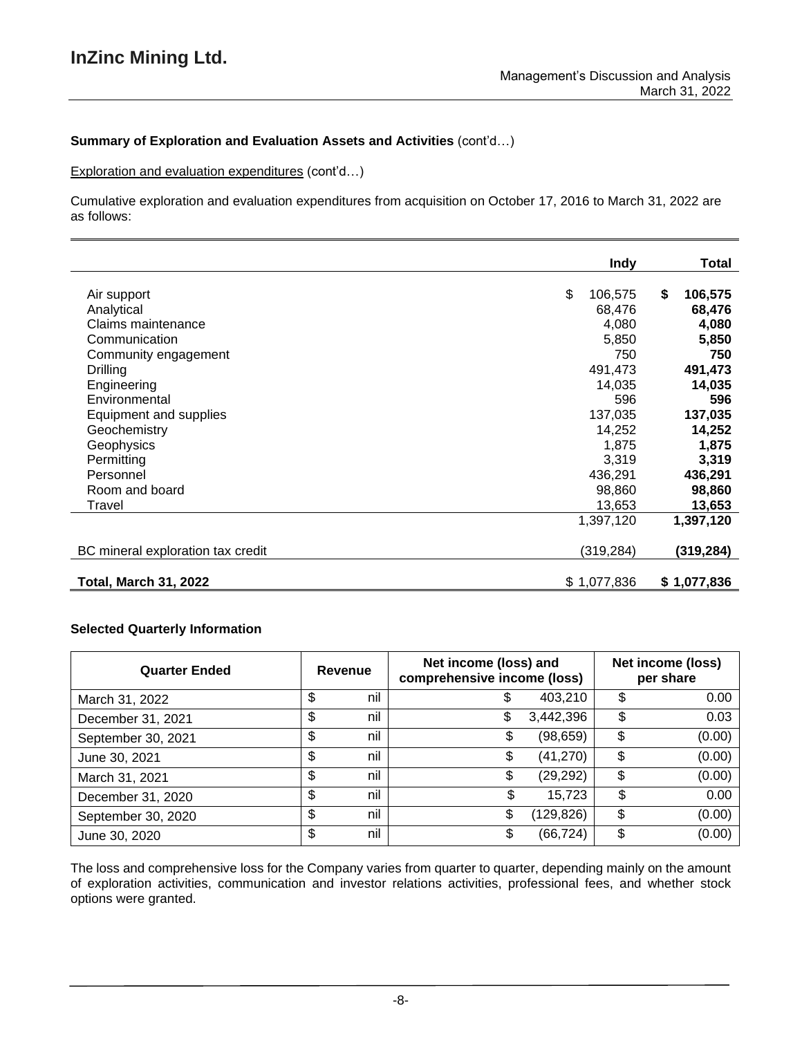**Summary of Exploration and Evaluation Assets and Activities** (cont'd…)

Exploration and evaluation expenditures (cont'd…)

Cumulative exploration and evaluation expenditures from acquisition on October 17, 2016 to March 31, 2022 are as follows:

| | Indy | Total |
|---|---|---|
| Air support | $ 106,575 | **$ 106,575** |
| Analytical | 68,476 | **68,476** |
| Claims maintenance | 4,080 | **4,080** |
| Communication | 5,850 | **5,850** |
| Community engagement | 750 | **750** |
| Drilling | 491,473 | **491,473** |
| Engineering | 14,035 | **14,035** |
| Environmental | 596 | **596** |
| Equipment and supplies | 137,035 | **137,035** |
| Geochemistry | 14,252 | **14,252** |
| Geophysics | 1,875 | **1,875** |
| Permitting | 3,319 | **3,319** |
| Personnel | 436,291 | **436,291** |
| Room and board | 98,860 | **98,860** |
| Travel | 13,653 | **13,653** |
| | 1,397,120 | **1,397,120** |
| BC mineral exploration tax credit | (319,284) | **(319,284)** |
| **Total, March 31, 2022** | $ 1,077,836 | **$ 1,077,836** |

**Selected Quarterly Information**

| Quarter Ended | Revenue | Net income (loss) and comprehensive income (loss) | Net income (loss) per share |
|---|---|---|---|
| March 31, 2022 | $ nil | $ 403,210 | $ 0.00 |
| December 31, 2021 | $ nil | $ 3,442,396 | $ 0.03 |
| September 30, 2021 | $ nil | $ (98,659) | $ (0.00) |
| June 30, 2021 | $ nil | $ (41,270) | $ (0.00) |
| March 31, 2021 | $ nil | $ (29,292) | $ (0.00) |
| December 31, 2020 | $ nil | $ 15,723 | $ 0.00 |
| September 30, 2020 | $ nil | $ (129,826) | $ (0.00) |
| June 30, 2020 | $ nil | $ (66,724) | $ (0.00) |

The loss and comprehensive loss for the Company varies from quarter to quarter, depending mainly on the amount of exploration activities, communication and investor relations activities, professional fees, and whether stock options were granted.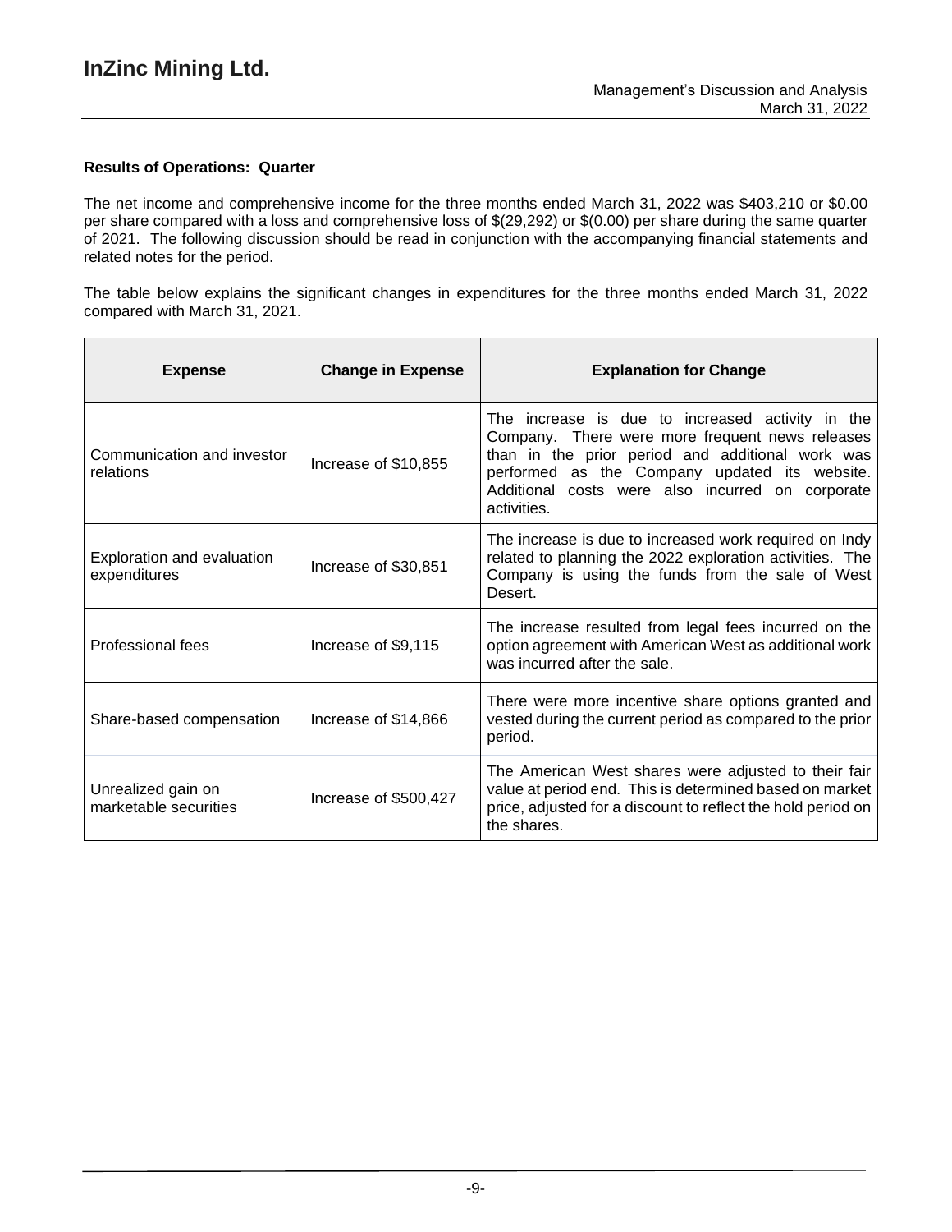### Results of Operations: Quarter

The net income and comprehensive income for the three months ended March 31, 2022 was $403,210 or $0.00 per share compared with a loss and comprehensive loss of $(29,292) or $(0.00) per share during the same quarter of 2021. The following discussion should be read in conjunction with the accompanying financial statements and related notes for the period.

The table below explains the significant changes in expenditures for the three months ended March 31, 2022 compared with March 31, 2021.

| Expense | Change in Expense | Explanation for Change |
|---|---|---|
| Communication and investor relations | Increase of $10,855 | The increase is due to increased activity in the Company. There were more frequent news releases than in the prior period and additional work was performed as the Company updated its website. Additional costs were also incurred on corporate activities. |
| Exploration and evaluation expenditures | Increase of $30,851 | The increase is due to increased work required on Indy related to planning the 2022 exploration activities. The Company is using the funds from the sale of West Desert. |
| Professional fees | Increase of $9,115 | The increase resulted from legal fees incurred on the option agreement with American West as additional work was incurred after the sale. |
| Share-based compensation | Increase of $14,866 | There were more incentive share options granted and vested during the current period as compared to the prior period. |
| Unrealized gain on marketable securities | Increase of $500,427 | The American West shares were adjusted to their fair value at period end. This is determined based on market price, adjusted for a discount to reflect the hold period on the shares. |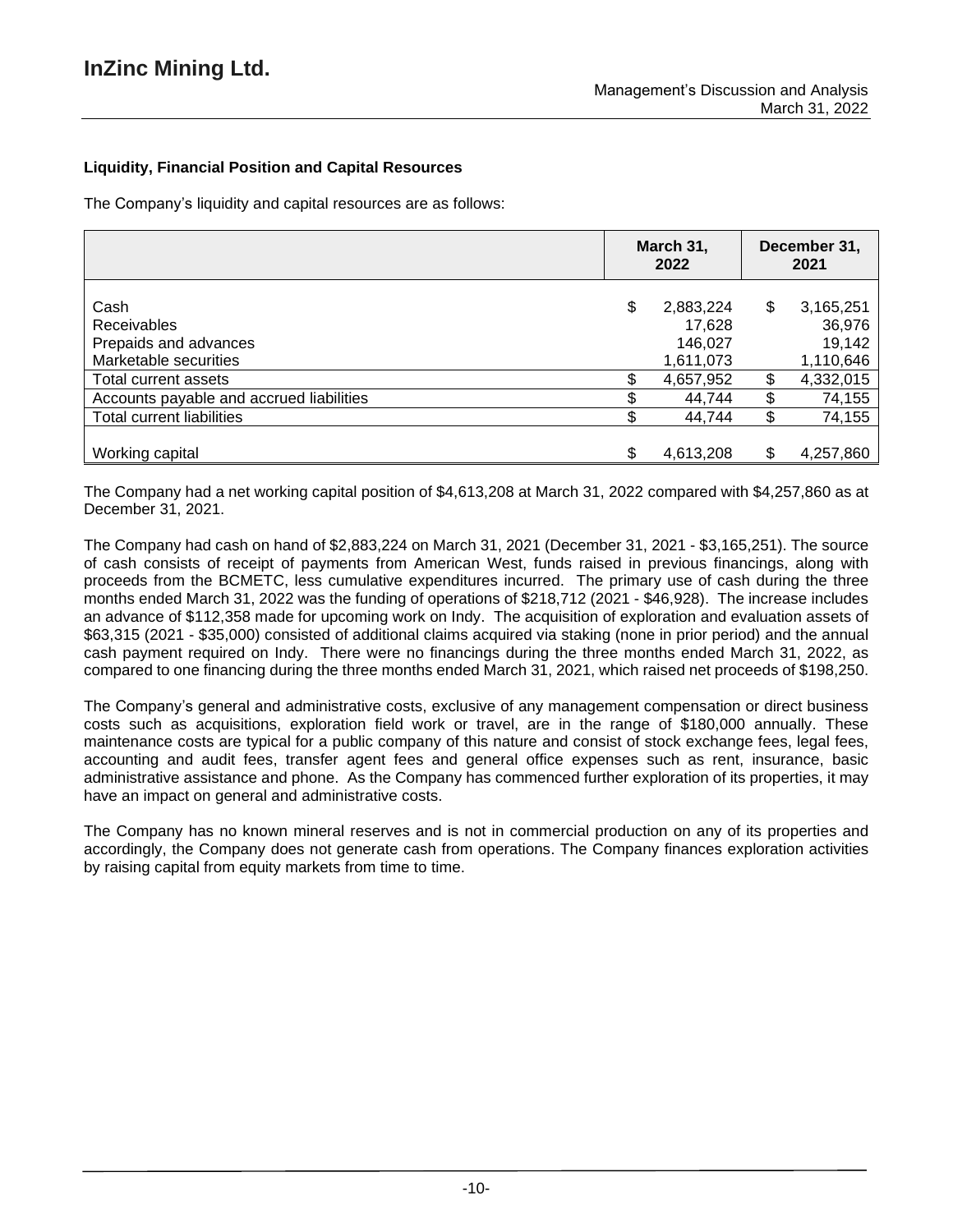### Liquidity, Financial Position and Capital Resources

The Company's liquidity and capital resources are as follows:

| | March 31, 2022 | December 31, 2021 |
|---|---|---|
| Cash | $ 2,883,224 | $ 3,165,251 |
| Receivables | 17,628 | 36,976 |
| Prepaids and advances | 146,027 | 19,142 |
| Marketable securities | 1,611,073 | 1,110,646 |
| Total current assets | $ 4,657,952 | $ 4,332,015 |
| Accounts payable and accrued liabilities | $ 44,744 | $ 74,155 |
| Total current liabilities | $ 44,744 | $ 74,155 |
| Working capital | $ 4,613,208 | $ 4,257,860 |

The Company had a net working capital position of $4,613,208 at March 31, 2022 compared with $4,257,860 as at December 31, 2021.

The Company had cash on hand of $2,883,224 on March 31, 2021 (December 31, 2021 - $3,165,251). The source of cash consists of receipt of payments from American West, funds raised in previous financings, along with proceeds from the BCMETC, less cumulative expenditures incurred. The primary use of cash during the three months ended March 31, 2022 was the funding of operations of $218,712 (2021 - $46,928). The increase includes an advance of $112,358 made for upcoming work on Indy. The acquisition of exploration and evaluation assets of $63,315 (2021 - $35,000) consisted of additional claims acquired via staking (none in prior period) and the annual cash payment required on Indy. There were no financings during the three months ended March 31, 2022, as compared to one financing during the three months ended March 31, 2021, which raised net proceeds of $198,250.

The Company's general and administrative costs, exclusive of any management compensation or direct business costs such as acquisitions, exploration field work or travel, are in the range of $180,000 annually. These maintenance costs are typical for a public company of this nature and consist of stock exchange fees, legal fees, accounting and audit fees, transfer agent fees and general office expenses such as rent, insurance, basic administrative assistance and phone. As the Company has commenced further exploration of its properties, it may have an impact on general and administrative costs.

The Company has no known mineral reserves and is not in commercial production on any of its properties and accordingly, the Company does not generate cash from operations. The Company finances exploration activities by raising capital from equity markets from time to time.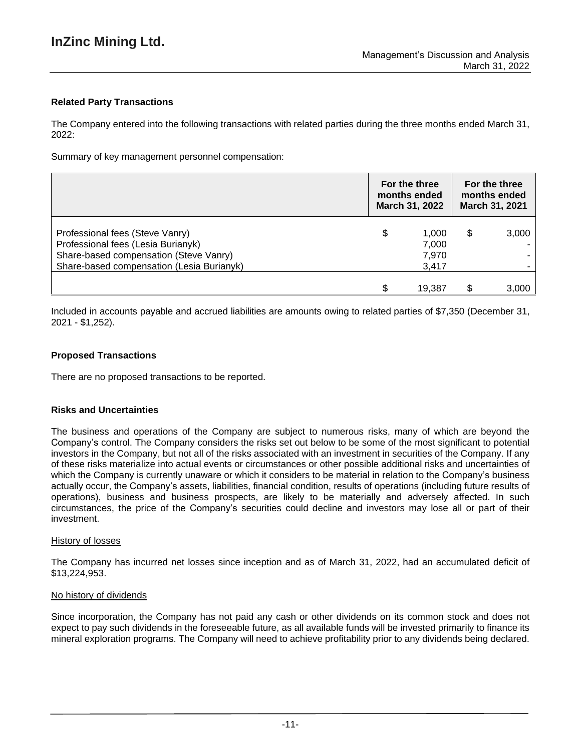### Related Party Transactions

The Company entered into the following transactions with related parties during the three months ended March 31, 2022:

Summary of key management personnel compensation:

| | For the three months ended March 31, 2022 | For the three months ended March 31, 2021 |
|---|---|---|
| Professional fees (Steve Vanry) | $ 1,000 | $ 3,000 |
| Professional fees (Lesia Burianyk) | 7,000 | - |
| Share-based compensation (Steve Vanry) | 7,970 | - |
| Share-based compensation (Lesia Burianyk) | 3,417 | - |
| | $ 19,387 | $ 3,000 |

Included in accounts payable and accrued liabilities are amounts owing to related parties of $7,350 (December 31, 2021 - $1,252).

### Proposed Transactions

There are no proposed transactions to be reported.

### Risks and Uncertainties

The business and operations of the Company are subject to numerous risks, many of which are beyond the Company's control. The Company considers the risks set out below to be some of the most significant to potential investors in the Company, but not all of the risks associated with an investment in securities of the Company. If any of these risks materialize into actual events or circumstances or other possible additional risks and uncertainties of which the Company is currently unaware or which it considers to be material in relation to the Company's business actually occur, the Company's assets, liabilities, financial condition, results of operations (including future results of operations), business and business prospects, are likely to be materially and adversely affected. In such circumstances, the price of the Company's securities could decline and investors may lose all or part of their investment.

History of losses

The Company has incurred net losses since inception and as of March 31, 2022, had an accumulated deficit of $13,224,953.

No history of dividends

Since incorporation, the Company has not paid any cash or other dividends on its common stock and does not expect to pay such dividends in the foreseeable future, as all available funds will be invested primarily to finance its mineral exploration programs. The Company will need to achieve profitability prior to any dividends being declared.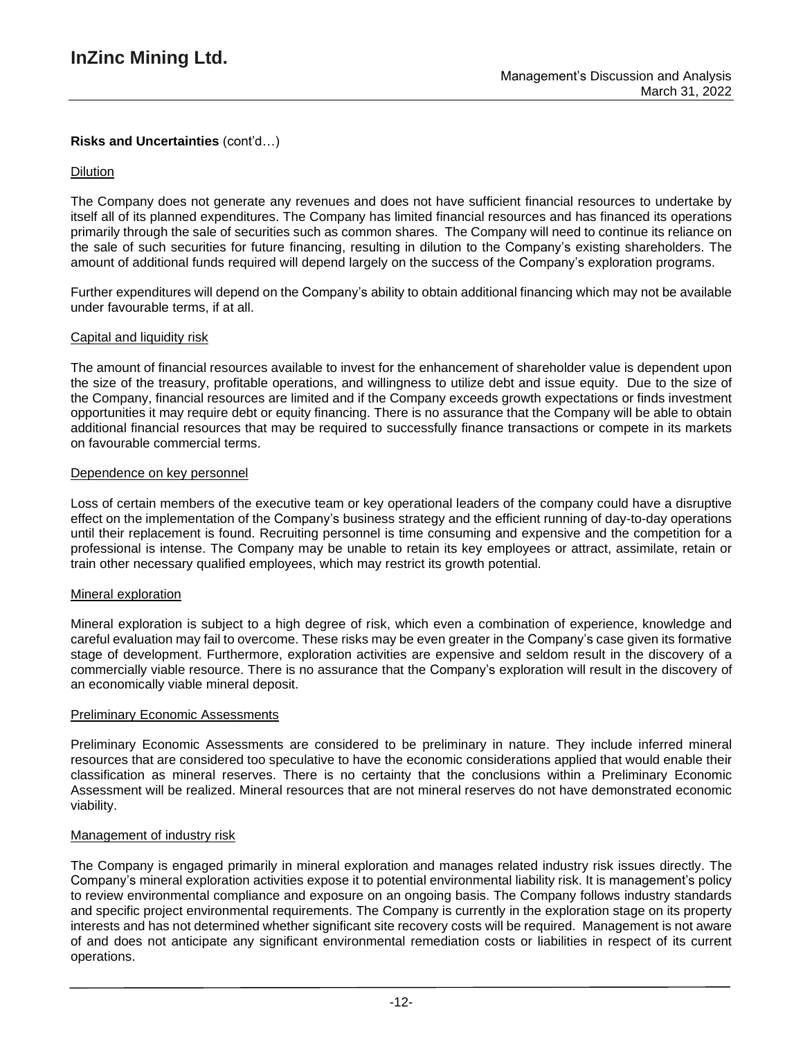**Risks and Uncertainties** (cont'd…)

Dilution

The Company does not generate any revenues and does not have sufficient financial resources to undertake by itself all of its planned expenditures. The Company has limited financial resources and has financed its operations primarily through the sale of securities such as common shares. The Company will need to continue its reliance on the sale of such securities for future financing, resulting in dilution to the Company's existing shareholders. The amount of additional funds required will depend largely on the success of the Company's exploration programs.

Further expenditures will depend on the Company's ability to obtain additional financing which may not be available under favourable terms, if at all.

Capital and liquidity risk

The amount of financial resources available to invest for the enhancement of shareholder value is dependent upon the size of the treasury, profitable operations, and willingness to utilize debt and issue equity. Due to the size of the Company, financial resources are limited and if the Company exceeds growth expectations or finds investment opportunities it may require debt or equity financing. There is no assurance that the Company will be able to obtain additional financial resources that may be required to successfully finance transactions or compete in its markets on favourable commercial terms.

Dependence on key personnel

Loss of certain members of the executive team or key operational leaders of the company could have a disruptive effect on the implementation of the Company's business strategy and the efficient running of day-to-day operations until their replacement is found. Recruiting personnel is time consuming and expensive and the competition for a professional is intense. The Company may be unable to retain its key employees or attract, assimilate, retain or train other necessary qualified employees, which may restrict its growth potential.

Mineral exploration

Mineral exploration is subject to a high degree of risk, which even a combination of experience, knowledge and careful evaluation may fail to overcome. These risks may be even greater in the Company's case given its formative stage of development. Furthermore, exploration activities are expensive and seldom result in the discovery of a commercially viable resource. There is no assurance that the Company's exploration will result in the discovery of an economically viable mineral deposit.

Preliminary Economic Assessments

Preliminary Economic Assessments are considered to be preliminary in nature. They include inferred mineral resources that are considered too speculative to have the economic considerations applied that would enable their classification as mineral reserves. There is no certainty that the conclusions within a Preliminary Economic Assessment will be realized. Mineral resources that are not mineral reserves do not have demonstrated economic viability.

Management of industry risk

The Company is engaged primarily in mineral exploration and manages related industry risk issues directly. The Company's mineral exploration activities expose it to potential environmental liability risk. It is management's policy to review environmental compliance and exposure on an ongoing basis. The Company follows industry standards and specific project environmental requirements. The Company is currently in the exploration stage on its property interests and has not determined whether significant site recovery costs will be required. Management is not aware of and does not anticipate any significant environmental remediation costs or liabilities in respect of its current operations.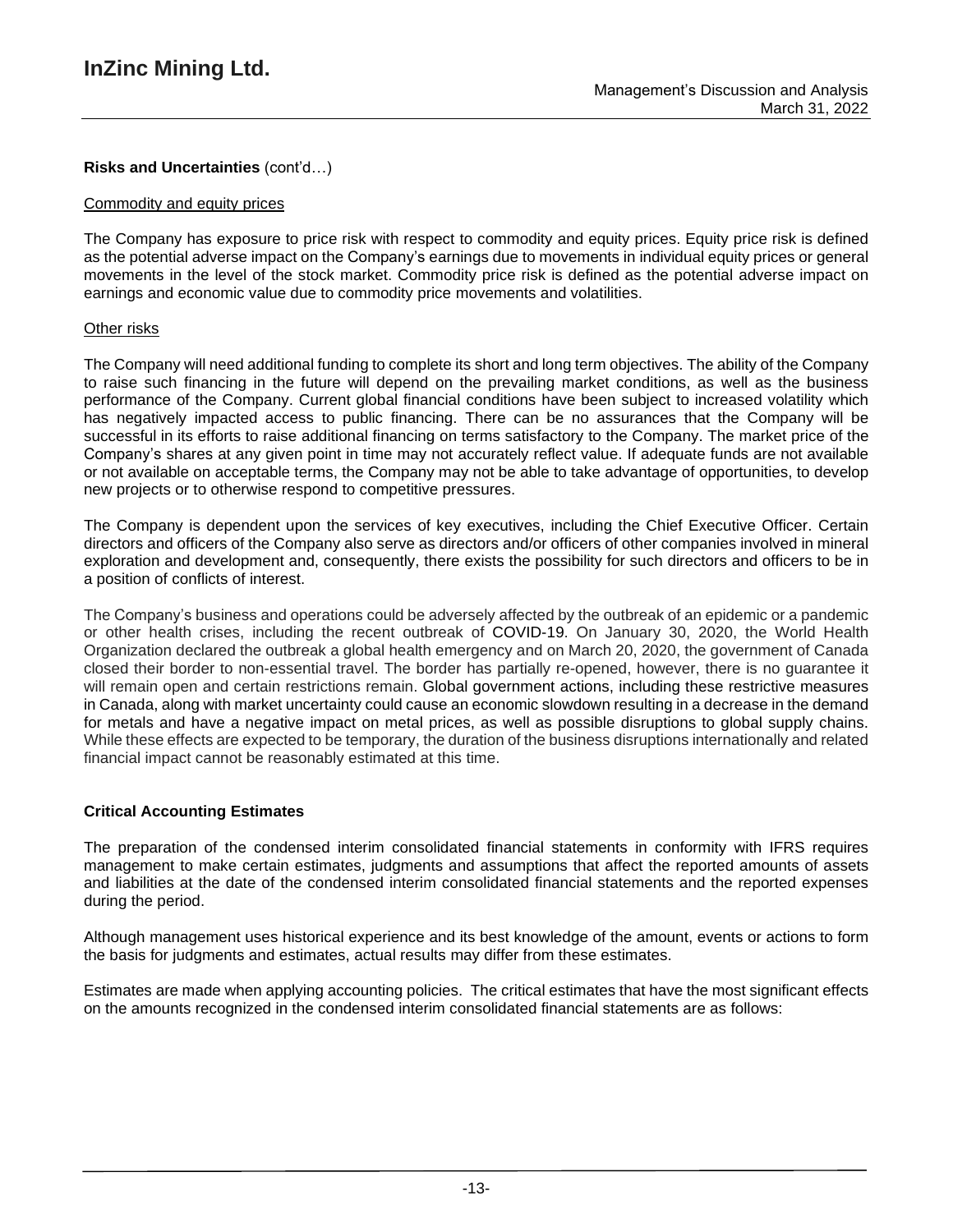**Risks and Uncertainties** (cont'd…)

Commodity and equity prices

The Company has exposure to price risk with respect to commodity and equity prices. Equity price risk is defined as the potential adverse impact on the Company's earnings due to movements in individual equity prices or general movements in the level of the stock market. Commodity price risk is defined as the potential adverse impact on earnings and economic value due to commodity price movements and volatilities.

Other risks

The Company will need additional funding to complete its short and long term objectives. The ability of the Company to raise such financing in the future will depend on the prevailing market conditions, as well as the business performance of the Company. Current global financial conditions have been subject to increased volatility which has negatively impacted access to public financing. There can be no assurances that the Company will be successful in its efforts to raise additional financing on terms satisfactory to the Company. The market price of the Company's shares at any given point in time may not accurately reflect value. If adequate funds are not available or not available on acceptable terms, the Company may not be able to take advantage of opportunities, to develop new projects or to otherwise respond to competitive pressures.

The Company is dependent upon the services of key executives, including the Chief Executive Officer. Certain directors and officers of the Company also serve as directors and/or officers of other companies involved in mineral exploration and development and, consequently, there exists the possibility for such directors and officers to be in a position of conflicts of interest.

The Company's business and operations could be adversely affected by the outbreak of an epidemic or a pandemic or other health crises, including the recent outbreak of COVID-19. On January 30, 2020, the World Health Organization declared the outbreak a global health emergency and on March 20, 2020, the government of Canada closed their border to non-essential travel. The border has partially re-opened, however, there is no guarantee it will remain open and certain restrictions remain. Global government actions, including these restrictive measures in Canada, along with market uncertainty could cause an economic slowdown resulting in a decrease in the demand for metals and have a negative impact on metal prices, as well as possible disruptions to global supply chains. While these effects are expected to be temporary, the duration of the business disruptions internationally and related financial impact cannot be reasonably estimated at this time.

**Critical Accounting Estimates**

The preparation of the condensed interim consolidated financial statements in conformity with IFRS requires management to make certain estimates, judgments and assumptions that affect the reported amounts of assets and liabilities at the date of the condensed interim consolidated financial statements and the reported expenses during the period.

Although management uses historical experience and its best knowledge of the amount, events or actions to form the basis for judgments and estimates, actual results may differ from these estimates.

Estimates are made when applying accounting policies. The critical estimates that have the most significant effects on the amounts recognized in the condensed interim consolidated financial statements are as follows: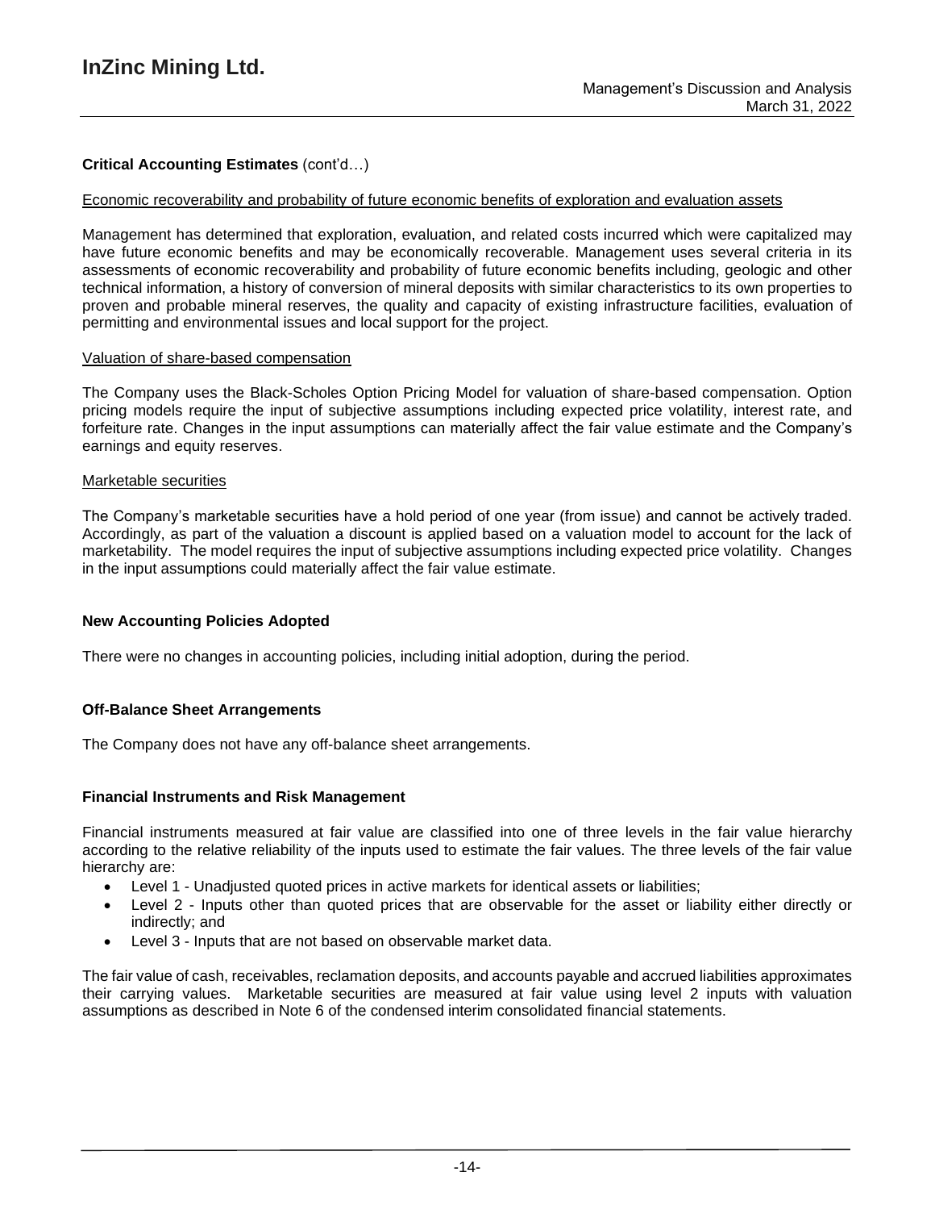## Critical Accounting Estimates (cont'd…)

Economic recoverability and probability of future economic benefits of exploration and evaluation assets

Management has determined that exploration, evaluation, and related costs incurred which were capitalized may have future economic benefits and may be economically recoverable. Management uses several criteria in its assessments of economic recoverability and probability of future economic benefits including, geologic and other technical information, a history of conversion of mineral deposits with similar characteristics to its own properties to proven and probable mineral reserves, the quality and capacity of existing infrastructure facilities, evaluation of permitting and environmental issues and local support for the project.

Valuation of share-based compensation

The Company uses the Black-Scholes Option Pricing Model for valuation of share-based compensation. Option pricing models require the input of subjective assumptions including expected price volatility, interest rate, and forfeiture rate. Changes in the input assumptions can materially affect the fair value estimate and the Company's earnings and equity reserves.

Marketable securities

The Company's marketable securities have a hold period of one year (from issue) and cannot be actively traded. Accordingly, as part of the valuation a discount is applied based on a valuation model to account for the lack of marketability. The model requires the input of subjective assumptions including expected price volatility. Changes in the input assumptions could materially affect the fair value estimate.

## New Accounting Policies Adopted

There were no changes in accounting policies, including initial adoption, during the period.

## Off-Balance Sheet Arrangements

The Company does not have any off-balance sheet arrangements.

## Financial Instruments and Risk Management

Financial instruments measured at fair value are classified into one of three levels in the fair value hierarchy according to the relative reliability of the inputs used to estimate the fair values. The three levels of the fair value hierarchy are:

- Level 1 - Unadjusted quoted prices in active markets for identical assets or liabilities;
- Level 2 - Inputs other than quoted prices that are observable for the asset or liability either directly or indirectly; and
- Level 3 - Inputs that are not based on observable market data.

The fair value of cash, receivables, reclamation deposits, and accounts payable and accrued liabilities approximates their carrying values. Marketable securities are measured at fair value using level 2 inputs with valuation assumptions as described in Note 6 of the condensed interim consolidated financial statements.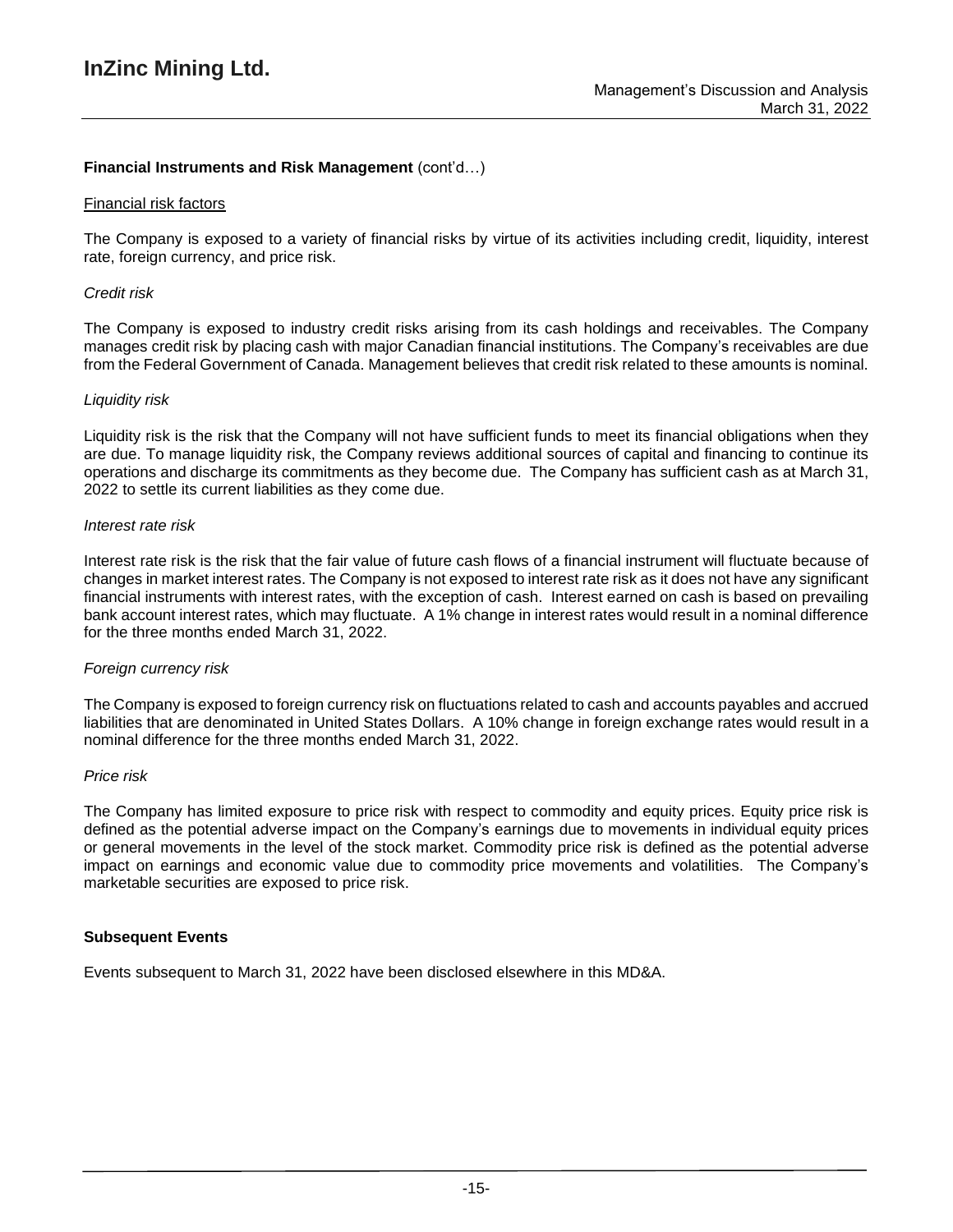**Financial Instruments and Risk Management** (cont'd…)

Financial risk factors

The Company is exposed to a variety of financial risks by virtue of its activities including credit, liquidity, interest rate, foreign currency, and price risk.

*Credit risk*

The Company is exposed to industry credit risks arising from its cash holdings and receivables. The Company manages credit risk by placing cash with major Canadian financial institutions. The Company's receivables are due from the Federal Government of Canada. Management believes that credit risk related to these amounts is nominal.

*Liquidity risk*

Liquidity risk is the risk that the Company will not have sufficient funds to meet its financial obligations when they are due. To manage liquidity risk, the Company reviews additional sources of capital and financing to continue its operations and discharge its commitments as they become due. The Company has sufficient cash as at March 31, 2022 to settle its current liabilities as they come due.

*Interest rate risk*

Interest rate risk is the risk that the fair value of future cash flows of a financial instrument will fluctuate because of changes in market interest rates. The Company is not exposed to interest rate risk as it does not have any significant financial instruments with interest rates, with the exception of cash. Interest earned on cash is based on prevailing bank account interest rates, which may fluctuate. A 1% change in interest rates would result in a nominal difference for the three months ended March 31, 2022.

*Foreign currency risk*

The Company is exposed to foreign currency risk on fluctuations related to cash and accounts payables and accrued liabilities that are denominated in United States Dollars. A 10% change in foreign exchange rates would result in a nominal difference for the three months ended March 31, 2022.

*Price risk*

The Company has limited exposure to price risk with respect to commodity and equity prices. Equity price risk is defined as the potential adverse impact on the Company's earnings due to movements in individual equity prices or general movements in the level of the stock market. Commodity price risk is defined as the potential adverse impact on earnings and economic value due to commodity price movements and volatilities. The Company's marketable securities are exposed to price risk.

**Subsequent Events**

Events subsequent to March 31, 2022 have been disclosed elsewhere in this MD&A.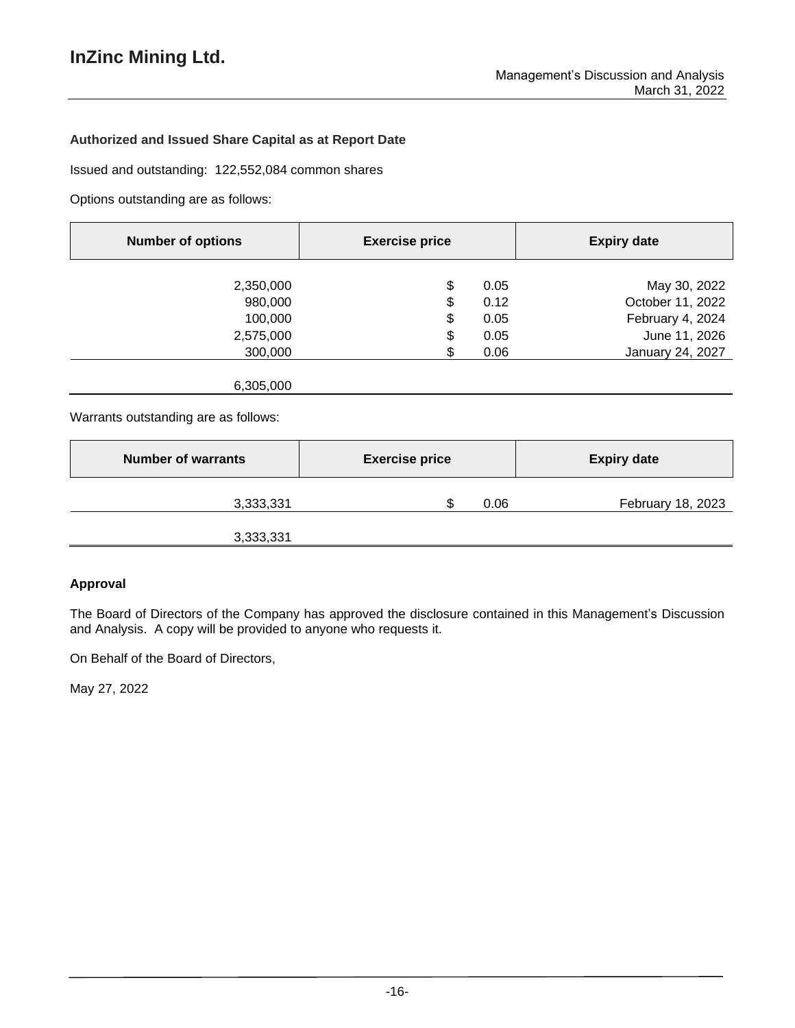**Authorized and Issued Share Capital as at Report Date**

Issued and outstanding: 122,552,084 common shares

Options outstanding are as follows:

| Number of options | Exercise price | Expiry date |
|---|---|---|
| 2,350,000 | $ 0.05 | May 30, 2022 |
| 980,000 | $ 0.12 | October 11, 2022 |
| 100,000 | $ 0.05 | February 4, 2024 |
| 2,575,000 | $ 0.05 | June 11, 2026 |
| 300,000 | $ 0.06 | January 24, 2027 |
| 6,305,000 | | |

Warrants outstanding are as follows:

| Number of warrants | Exercise price | Expiry date |
|---|---|---|
| 3,333,331 | $ 0.06 | February 18, 2023 |
| 3,333,331 | | |

**Approval**

The Board of Directors of the Company has approved the disclosure contained in this Management's Discussion and Analysis. A copy will be provided to anyone who requests it.

On Behalf of the Board of Directors,

May 27, 2022